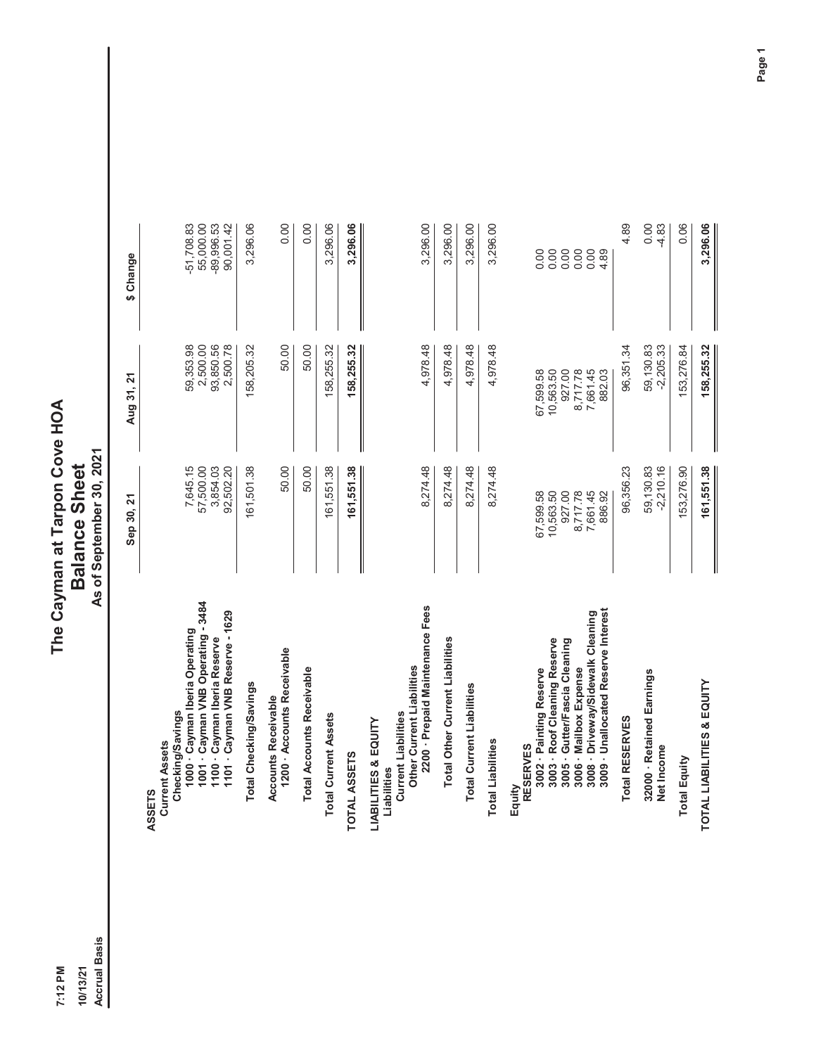# The Cayman at Tarpon Cove HOA

## Balance Sheet

### As of September 30, 2021

7:12 PM
10/13/21
Accrual Basis

| | Sep 30, 21 | Aug 31, 21 | $ Change |
|---|---|---|---|
| **ASSETS** | | | |
| **Current Assets** | | | |
| **Checking/Savings** | | | |
| 1000 · Cayman Iberia Operating | 7,645.15 | 59,353.98 | -51,708.83 |
| 1001 · Cayman VNB Operating - 3484 | 57,500.00 | 2,500.00 | 55,000.00 |
| 1100 · Cayman Iberia Reserve | 3,854.03 | 93,850.56 | -89,996.53 |
| 1101 · Cayman VNB Reserve - 1629 | 92,502.20 | 2,500.78 | 90,001.42 |
| **Total Checking/Savings** | 161,501.38 | 158,205.32 | 3,296.06 |
| **Accounts Receivable** | | | |
| 1200 · Accounts Receivable | 50.00 | 50.00 | 0.00 |
| **Total Accounts Receivable** | 50.00 | 50.00 | 0.00 |
| **Total Current Assets** | 161,551.38 | 158,255.32 | 3,296.06 |
| **TOTAL ASSETS** | **161,551.38** | **158,255.32** | **3,296.06** |
| **LIABILITIES & EQUITY** | | | |
| **Liabilities** | | | |
| **Current Liabilities** | | | |
| **Other Current Liabilities** | | | |
| 2200 · Prepaid Maintenance Fees | 8,274.48 | 4,978.48 | 3,296.00 |
| **Total Other Current Liabilities** | 8,274.48 | 4,978.48 | 3,296.00 |
| **Total Current Liabilities** | 8,274.48 | 4,978.48 | 3,296.00 |
| **Total Liabilities** | 8,274.48 | 4,978.48 | 3,296.00 |
| **Equity** | | | |
| **RESERVES** | | | |
| 3002 · Painting Reserve | 67,599.58 | 67,599.58 | 0.00 |
| 3003 · Roof Cleaning Reserve | 10,563.50 | 10,563.50 | 0.00 |
| 3005 · Gutter/Fascia Cleaning | 927.00 | 927.00 | 0.00 |
| 3006 · Mailbox Expense | 8,717.78 | 8,717.78 | 0.00 |
| 3008 · Driveway/Sidewalk Cleaning | 7,661.45 | 7,661.45 | 0.00 |
| 3009 · Unallocated Reserve Interest | 886.92 | 882.03 | 4.89 |
| **Total RESERVES** | 96,356.23 | 96,351.34 | 4.89 |
| 32000 · Retained Earnings | 59,130.83 | 59,130.83 | 0.00 |
| Net Income | -2,210.16 | -2,205.33 | -4.83 |
| **Total Equity** | 153,276.90 | 153,276.84 | 0.06 |
| **TOTAL LIABILITIES & EQUITY** | **161,551.38** | **158,255.32** | **3,296.06** |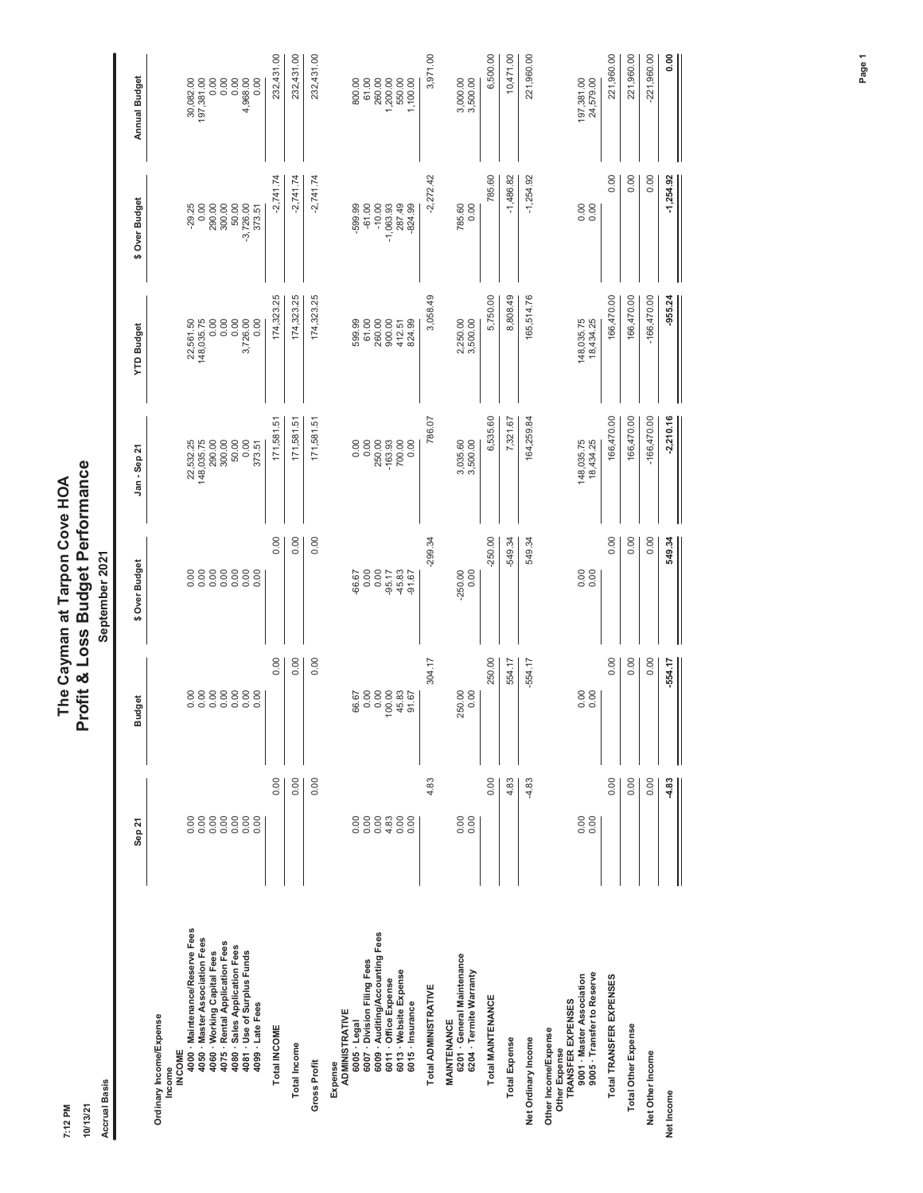7:12 PM

10/13/21

Accrual Basis

# The Cayman at Tarpon Cove HOA
## Profit & Loss Budget Performance
### September 2021

| | Sep 21 | Budget | $ Over Budget | Jan - Sep 21 | YTD Budget | $ Over Budget | Annual Budget |
|---|---|---|---|---|---|---|---|
| **Ordinary Income/Expense** | | | | | | | |
| **Income** | | | | | | | |
| **INCOME** | | | | | | | |
| 4000 · Maintenance/Reserve Fees | 0.00 | 0.00 | 0.00 | 22,532.25 | 22,561.50 | -29.25 | 30,082.00 |
| 4050 · Master Association Fees | 0.00 | 0.00 | 0.00 | 148,035.75 | 148,035.75 | 0.00 | 197,381.00 |
| 4060 · Working Capital Fees | 0.00 | 0.00 | 0.00 | 290.00 | 0.00 | 290.00 | 0.00 |
| 4075 · Rental Application Fees | 0.00 | 0.00 | 0.00 | 300.00 | 0.00 | 300.00 | 0.00 |
| 4080 · Sales Application Fees | 0.00 | 0.00 | 0.00 | 50.00 | 0.00 | 50.00 | 0.00 |
| 4081 · Use of Surplus Funds | 0.00 | 0.00 | 0.00 | 0.00 | 3,726.00 | -3,726.00 | 4,968.00 |
| 4099 · Late Fees | 0.00 | 0.00 | 0.00 | 373.51 | 0.00 | 373.51 | 0.00 |
| **Total INCOME** | 0.00 | 0.00 | 0.00 | 171,581.51 | 174,323.25 | -2,741.74 | 232,431.00 |
| **Total Income** | 0.00 | 0.00 | 0.00 | 171,581.51 | 174,323.25 | -2,741.74 | 232,431.00 |
| **Gross Profit** | 0.00 | 0.00 | 0.00 | 171,581.51 | 174,323.25 | -2,741.74 | 232,431.00 |
| **Expense** | | | | | | | |
| **ADMINISTRATIVE** | | | | | | | |
| 6005 · Legal | 0.00 | 66.67 | -66.67 | 0.00 | 599.99 | -599.99 | 800.00 |
| 6007 · Division Filing Fees | 0.00 | 0.00 | 0.00 | 0.00 | 61.00 | -61.00 | 61.00 |
| 6009 · Auditing/Accounting Fees | 0.00 | 0.00 | 0.00 | 250.00 | 260.00 | -10.00 | 260.00 |
| 6011 · Office Expense | 4.83 | 100.00 | -95.17 | -163.93 | 900.00 | -1,063.93 | 1,200.00 |
| 6013 · Website Expense | 0.00 | 45.83 | -45.83 | 700.00 | 412.51 | 287.49 | 550.00 |
| 6015 · Insurance | 0.00 | 91.67 | -91.67 | 0.00 | 824.99 | -824.99 | 1,100.00 |
| **Total ADMINISTRATIVE** | 4.83 | 304.17 | -299.34 | 786.07 | 3,058.49 | -2,272.42 | 3,971.00 |
| **MAINTENANCE** | | | | | | | |
| 6201 · General Maintenance | 0.00 | 250.00 | -250.00 | 3,035.60 | 2,250.00 | 785.60 | 3,000.00 |
| 6204 · Termite Warranty | 0.00 | 0.00 | 0.00 | 3,500.00 | 3,500.00 | 0.00 | 3,500.00 |
| **Total MAINTENANCE** | 0.00 | 250.00 | -250.00 | 6,535.60 | 5,750.00 | 785.60 | 6,500.00 |
| **Total Expense** | 4.83 | 554.17 | -549.34 | 7,321.67 | 8,808.49 | -1,486.82 | 10,471.00 |
| **Net Ordinary Income** | -4.83 | -554.17 | 549.34 | 164,259.84 | 165,514.76 | -1,254.92 | 221,960.00 |
| **Other Income/Expense** | | | | | | | |
| **Other Expense** | | | | | | | |
| **TRANSFER EXPENSES** | | | | | | | |
| 9001 · Master Association | 0.00 | 0.00 | 0.00 | 148,035.75 | 148,035.75 | 0.00 | 197,381.00 |
| 9005 · Transfer to Reserve | 0.00 | 0.00 | 0.00 | 18,434.25 | 18,434.25 | 0.00 | 24,579.00 |
| **Total TRANSFER EXPENSES** | 0.00 | 0.00 | 0.00 | 166,470.00 | 166,470.00 | 0.00 | 221,960.00 |
| **Total Other Expense** | 0.00 | 0.00 | 0.00 | 166,470.00 | 166,470.00 | 0.00 | 221,960.00 |
| **Net Other Income** | 0.00 | 0.00 | 0.00 | -166,470.00 | -166,470.00 | 0.00 | -221,960.00 |
| **Net Income** | -4.83 | -554.17 | 549.34 | -2,210.16 | -955.24 | -1,254.92 | 0.00 |